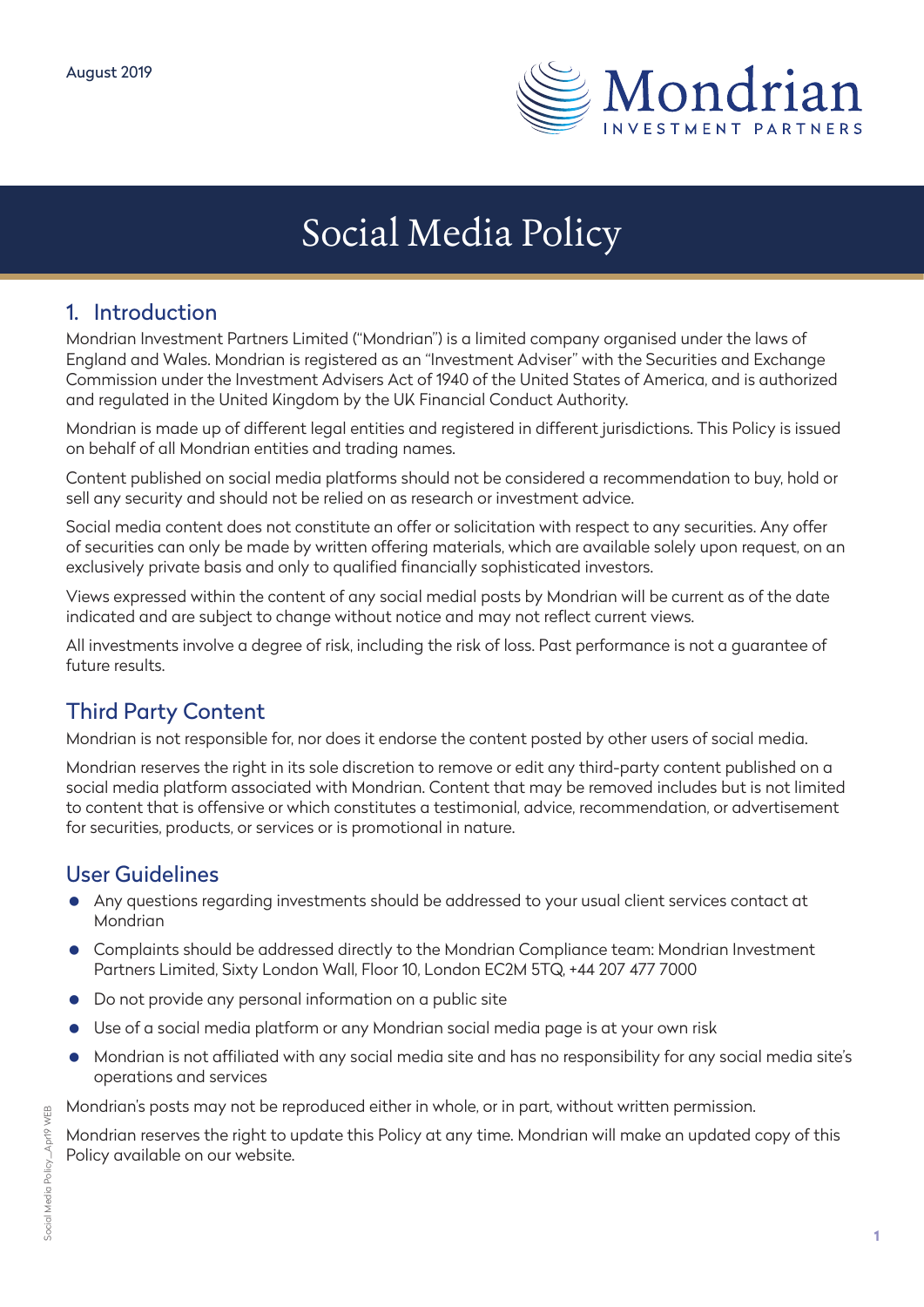August 2019

Mondrian INVESTMENT PARTNERS

# Social Media Policy

## 1. Introduction

Mondrian Investment Partners Limited ("Mondrian") is a limited company organised under the laws of England and Wales. Mondrian is registered as an "Investment Adviser" with the Securities and Exchange Commission under the Investment Advisers Act of 1940 of the United States of America, and is authorized and regulated in the United Kingdom by the UK Financial Conduct Authority.

Mondrian is made up of different legal entities and registered in different jurisdictions. This Policy is issued on behalf of all Mondrian entities and trading names.

Content published on social media platforms should not be considered a recommendation to buy, hold or sell any security and should not be relied on as research or investment advice.

Social media content does not constitute an offer or solicitation with respect to any securities. Any offer of securities can only be made by written offering materials, which are available solely upon request, on an exclusively private basis and only to qualified financially sophisticated investors.

Views expressed within the content of any social medial posts by Mondrian will be current as of the date indicated and are subject to change without notice and may not reflect current views.

All investments involve a degree of risk, including the risk of loss. Past performance is not a guarantee of future results.

## Third Party Content

Mondrian is not responsible for, nor does it endorse the content posted by other users of social media.

Mondrian reserves the right in its sole discretion to remove or edit any third-party content published on a social media platform associated with Mondrian. Content that may be removed includes but is not limited to content that is offensive or which constitutes a testimonial, advice, recommendation, or advertisement for securities, products, or services or is promotional in nature.

## User Guidelines

- Any questions regarding investments should be addressed to your usual client services contact at Mondrian
- Complaints should be addressed directly to the Mondrian Compliance team: Mondrian Investment Partners Limited, Sixty London Wall, Floor 10, London EC2M 5TQ, +44 207 477 7000
- Do not provide any personal information on a public site
- Use of a social media platform or any Mondrian social media page is at your own risk
- Mondrian is not affiliated with any social media site and has no responsibility for any social media site's operations and services

Mondrian's posts may not be reproduced either in whole, or in part, without written permission.

Mondrian reserves the right to update this Policy at any time. Mondrian will make an updated copy of this Policy available on our website.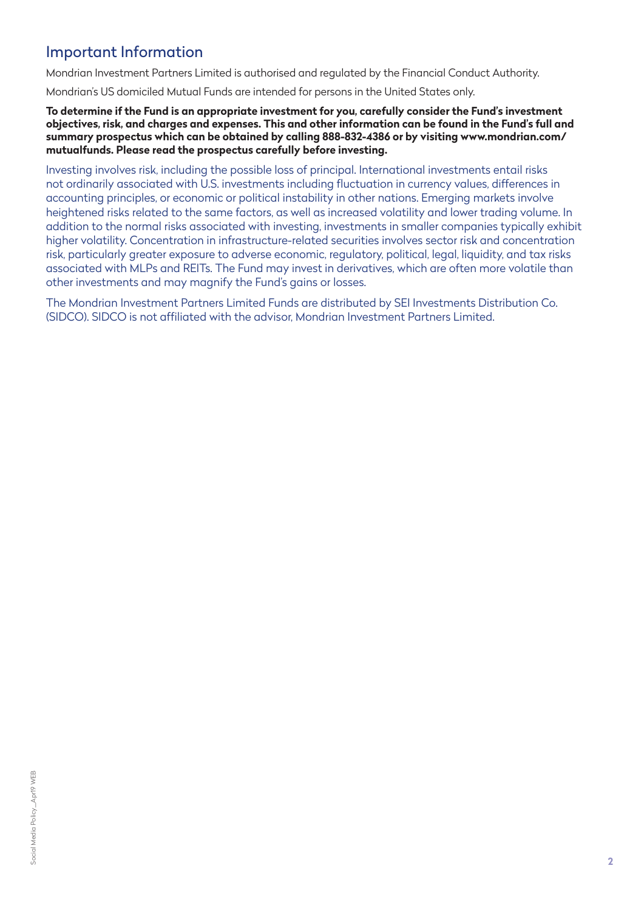## Important Information

Mondrian Investment Partners Limited is authorised and regulated by the Financial Conduct Authority.

Mondrian's US domiciled Mutual Funds are intended for persons in the United States only.

**To determine if the Fund is an appropriate investment for you, carefully consider the Fund's investment objectives, risk, and charges and expenses. This and other information can be found in the Fund's full and summary prospectus which can be obtained by calling 888-832-4386 or by visiting www.mondrian.com/mutualfunds. Please read the prospectus carefully before investing.**

Investing involves risk, including the possible loss of principal. International investments entail risks not ordinarily associated with U.S. investments including fluctuation in currency values, differences in accounting principles, or economic or political instability in other nations. Emerging markets involve heightened risks related to the same factors, as well as increased volatility and lower trading volume. In addition to the normal risks associated with investing, investments in smaller companies typically exhibit higher volatility. Concentration in infrastructure-related securities involves sector risk and concentration risk, particularly greater exposure to adverse economic, regulatory, political, legal, liquidity, and tax risks associated with MLPs and REITs. The Fund may invest in derivatives, which are often more volatile than other investments and may magnify the Fund's gains or losses.

The Mondrian Investment Partners Limited Funds are distributed by SEI Investments Distribution Co. (SIDCO). SIDCO is not affiliated with the advisor, Mondrian Investment Partners Limited.